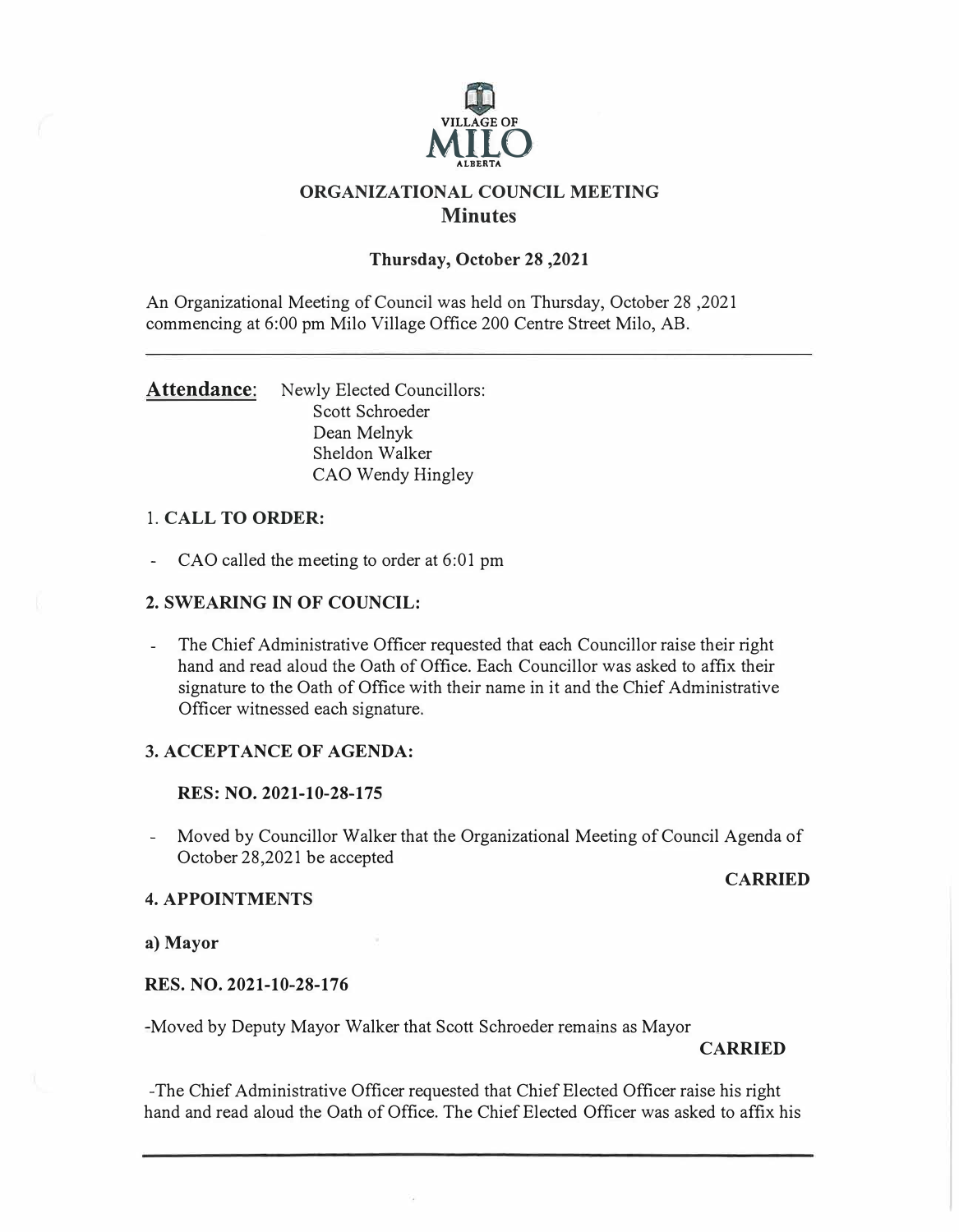VILLAGE OF

# MILO

ALBERTA

## ORGANIZATIONAL COUNCIL MEETING
## Minutes

**Thursday, October 28 ,2021**

An Organizational Meeting of Council was held on Thursday, October 28 ,2021 commencing at 6:00 pm Milo Village Office 200 Centre Street Milo, AB.

---

**Attendance**: Newly Elected Councillors:
Scott Schroeder
Dean Melnyk
Sheldon Walker
CAO Wendy Hingley

### 1. CALL TO ORDER:

- CAO called the meeting to order at 6:01 pm

### 2. SWEARING IN OF COUNCIL:

- The Chief Administrative Officer requested that each Councillor raise their right hand and read aloud the Oath of Office. Each Councillor was asked to affix their signature to the Oath of Office with their name in it and the Chief Administrative Officer witnessed each signature.

### 3. ACCEPTANCE OF AGENDA:

**RES: NO. 2021-10-28-175**

- Moved by Councillor Walker that the Organizational Meeting of Council Agenda of October 28,2021 be accepted

**CARRIED**

### 4. APPOINTMENTS

**a) Mayor**

**RES. NO. 2021-10-28-176**

-Moved by Deputy Mayor Walker that Scott Schroeder remains as Mayor

**CARRIED**

-The Chief Administrative Officer requested that Chief Elected Officer raise his right hand and read aloud the Oath of Office. The Chief Elected Officer was asked to affix his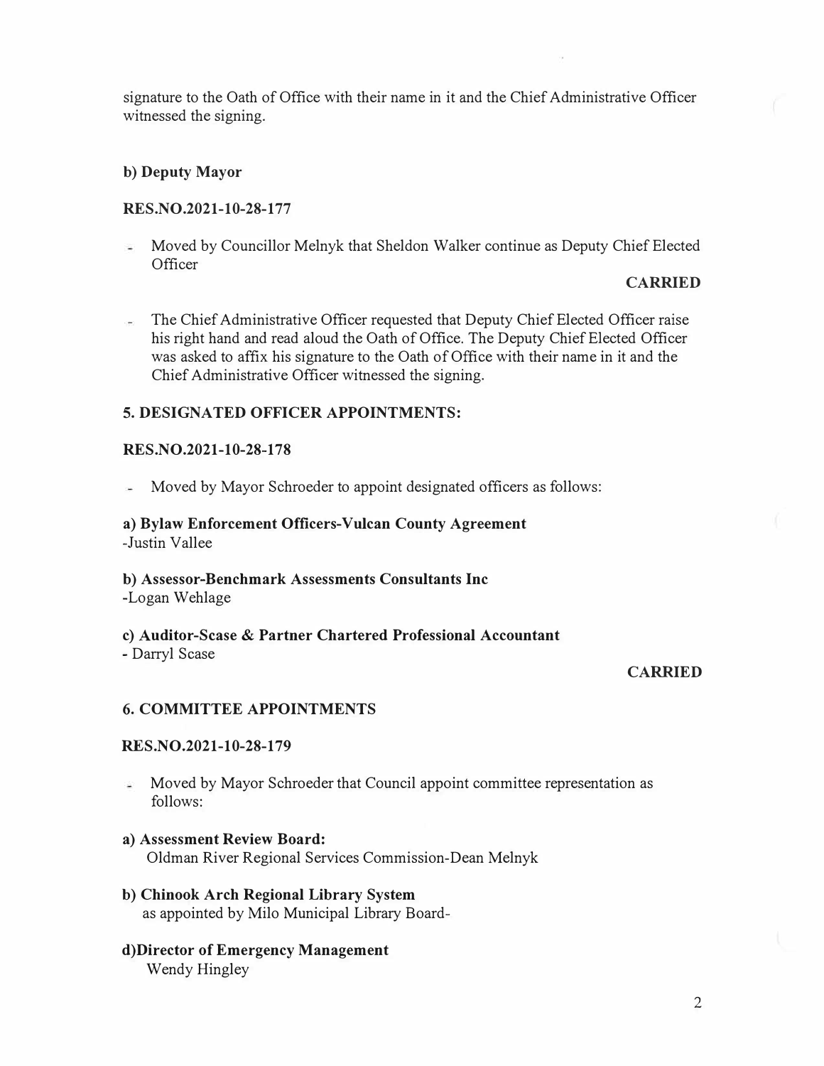signature to the Oath of Office with their name in it and the Chief Administrative Officer witnessed the signing.

**b) Deputy Mayor**

**RES.NO.2021-10-28-177**

- Moved by Councillor Melnyk that Sheldon Walker continue as Deputy Chief Elected Officer

**CARRIED**

- The Chief Administrative Officer requested that Deputy Chief Elected Officer raise his right hand and read aloud the Oath of Office. The Deputy Chief Elected Officer was asked to affix his signature to the Oath of Office with their name in it and the Chief Administrative Officer witnessed the signing.

**5. DESIGNATED OFFICER APPOINTMENTS:**

**RES.NO.2021-10-28-178**

- Moved by Mayor Schroeder to appoint designated officers as follows:

**a) Bylaw Enforcement Officers-Vulcan County Agreement**
-Justin Vallee

**b) Assessor-Benchmark Assessments Consultants Inc**
-Logan Wehlage

**c) Auditor-Scase & Partner Chartered Professional Accountant**
- Darryl Scase

**CARRIED**

**6. COMMITTEE APPOINTMENTS**

**RES.NO.2021-10-28-179**

- Moved by Mayor Schroeder that Council appoint committee representation as follows:

**a) Assessment Review Board:**
Oldman River Regional Services Commission-Dean Melnyk

**b) Chinook Arch Regional Library System**
as appointed by Milo Municipal Library Board-

**d)Director of Emergency Management**
Wendy Hingley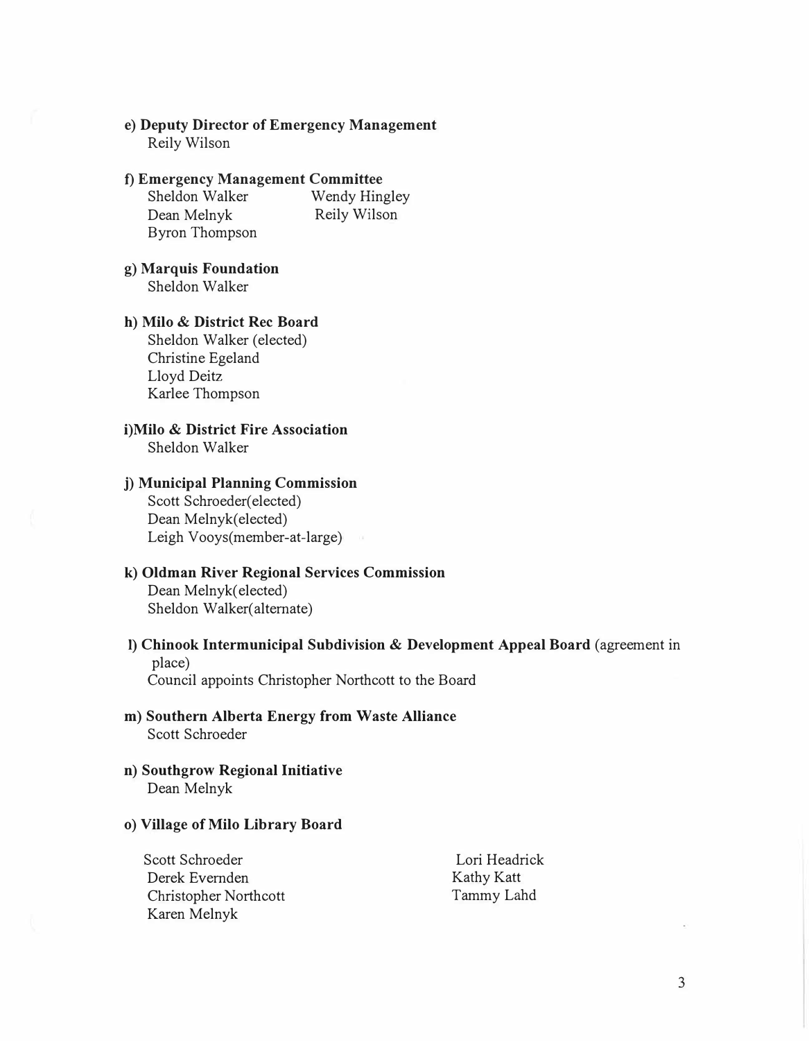**e) Deputy Director of Emergency Management**
Reily Wilson

**f) Emergency Management Committee**
Sheldon Walker
Wendy Hingley
Dean Melnyk
Reily Wilson
Byron Thompson

**g) Marquis Foundation**
Sheldon Walker

**h) Milo & District Rec Board**
Sheldon Walker (elected)
Christine Egeland
Lloyd Deitz
Karlee Thompson

**i)Milo & District Fire Association**
Sheldon Walker

**j) Municipal Planning Commission**
Scott Schroeder(elected)
Dean Melnyk(elected)
Leigh Vooys(member-at-large)

**k) Oldman River Regional Services Commission**
Dean Melnyk(elected)
Sheldon Walker(alternate)

**l) Chinook Intermunicipal Subdivision & Development Appeal Board** (agreement in place)
Council appoints Christopher Northcott to the Board

**m) Southern Alberta Energy from Waste Alliance**
Scott Schroeder

**n) Southgrow Regional Initiative**
Dean Melnyk

**o) Village of Milo Library Board**

Scott Schroeder
Derek Evernden
Christopher Northcott
Karen Melnyk
Lori Headrick
Kathy Katt
Tammy Lahd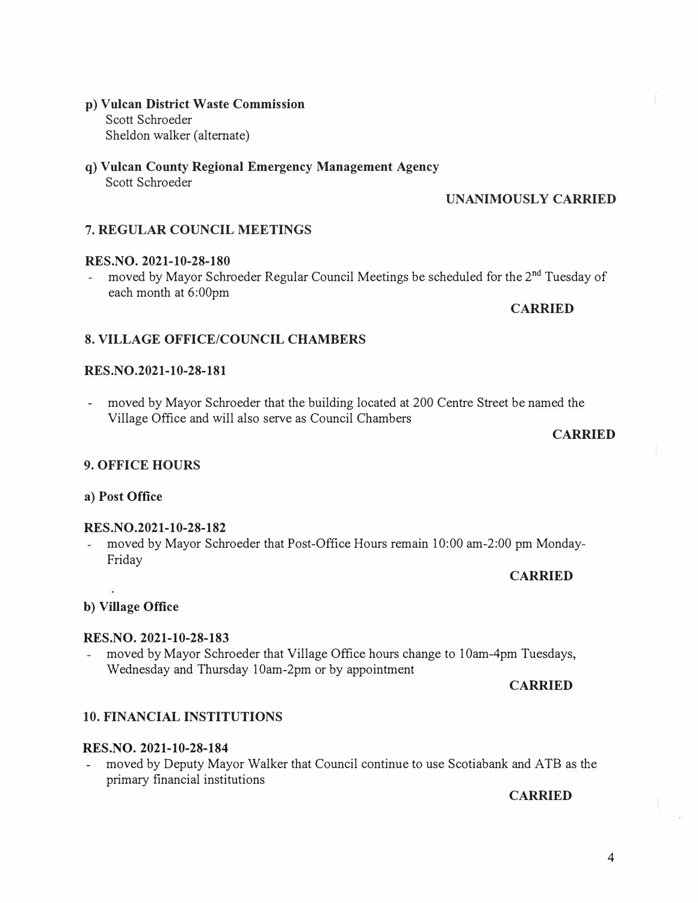**p) Vulcan District Waste Commission**
Scott Schroeder
Sheldon walker (alternate)

**q) Vulcan County Regional Emergency Management Agency**
Scott Schroeder

**UNANIMOUSLY CARRIED**

## 7. REGULAR COUNCIL MEETINGS

**RES.NO. 2021-10-28-180**

- moved by Mayor Schroeder Regular Council Meetings be scheduled for the 2nd Tuesday of each month at 6:00pm

**CARRIED**

## 8. VILLAGE OFFICE/COUNCIL CHAMBERS

**RES.NO.2021-10-28-181**

- moved by Mayor Schroeder that the building located at 200 Centre Street be named the Village Office and will also serve as Council Chambers

**CARRIED**

## 9. OFFICE HOURS

**a) Post Office**

**RES.NO.2021-10-28-182**

- moved by Mayor Schroeder that Post-Office Hours remain 10:00 am-2:00 pm Monday-Friday

**CARRIED**

**b) Village Office**

**RES.NO. 2021-10-28-183**

- moved by Mayor Schroeder that Village Office hours change to 10am-4pm Tuesdays, Wednesday and Thursday 10am-2pm or by appointment

**CARRIED**

## 10. FINANCIAL INSTITUTIONS

**RES.NO. 2021-10-28-184**

- moved by Deputy Mayor Walker that Council continue to use Scotiabank and ATB as the primary financial institutions

**CARRIED**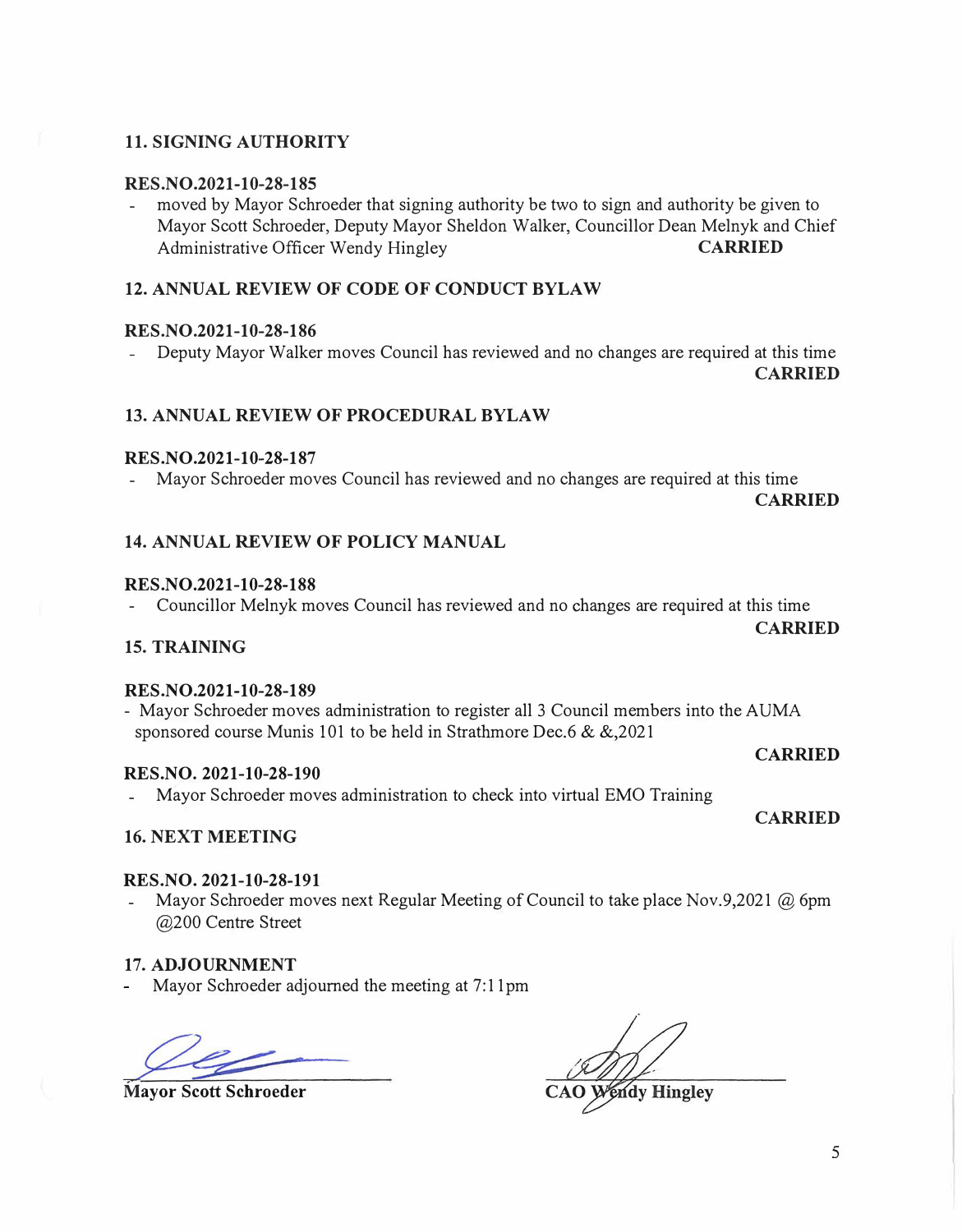## 11. SIGNING AUTHORITY

**RES.NO.2021-10-28-185**

- moved by Mayor Schroeder that signing authority be two to sign and authority be given to Mayor Scott Schroeder, Deputy Mayor Sheldon Walker, Councillor Dean Melnyk and Chief Administrative Officer Wendy Hingley **CARRIED**

## 12. ANNUAL REVIEW OF CODE OF CONDUCT BYLAW

**RES.NO.2021-10-28-186**

- Deputy Mayor Walker moves Council has reviewed and no changes are required at this time **CARRIED**

## 13. ANNUAL REVIEW OF PROCEDURAL BYLAW

**RES.NO.2021-10-28-187**

- Mayor Schroeder moves Council has reviewed and no changes are required at this time **CARRIED**

## 14. ANNUAL REVIEW OF POLICY MANUAL

**RES.NO.2021-10-28-188**

- Councillor Melnyk moves Council has reviewed and no changes are required at this time **CARRIED**

## 15. TRAINING

**RES.NO.2021-10-28-189**

- Mayor Schroeder moves administration to register all 3 Council members into the AUMA sponsored course Munis 101 to be held in Strathmore Dec.6 & &,2021 **CARRIED**

**RES.NO. 2021-10-28-190**

- Mayor Schroeder moves administration to check into virtual EMO Training **CARRIED**

## 16. NEXT MEETING

**RES.NO. 2021-10-28-191**

- Mayor Schroeder moves next Regular Meeting of Council to take place Nov.9,2021 @ 6pm @200 Centre Street

## 17. ADJOURNMENT

- Mayor Schroeder adjourned the meeting at 7:11pm

**Mayor Scott Schroeder**

**CAO Wendy Hingley**